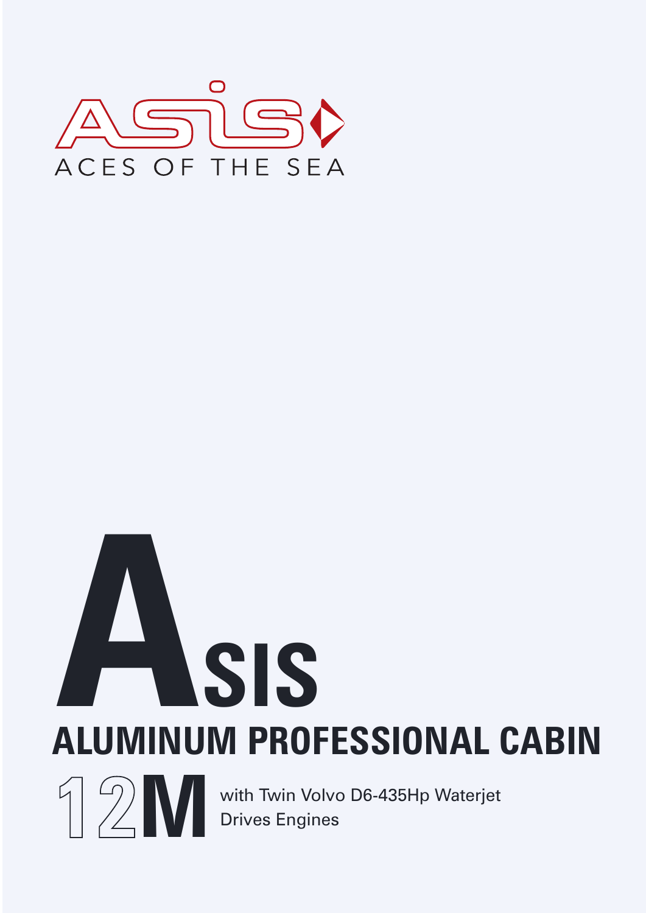ASIS

ACES OF THE SEA

# ASIS

## ALUMINUM PROFESSIONAL CABIN

## 12M

with Twin Volvo D6-435Hp Waterjet Drives Engines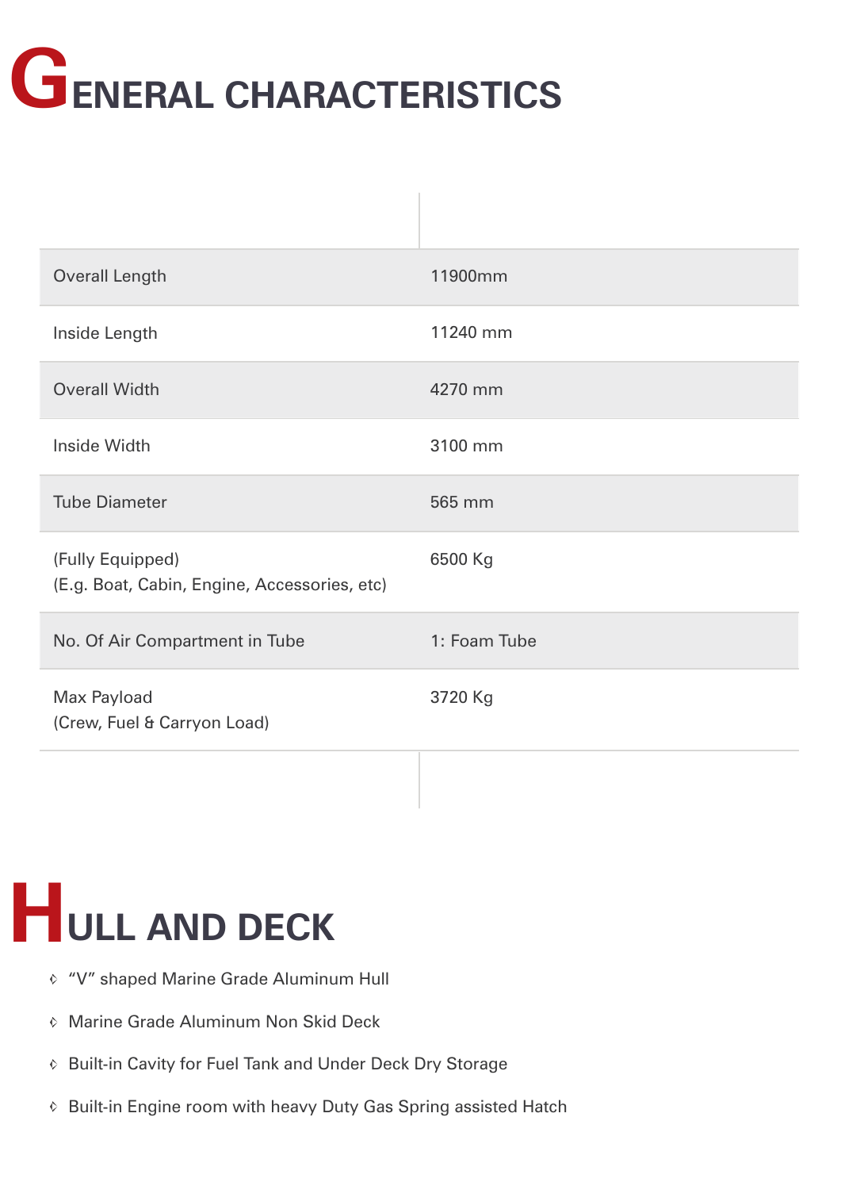# GENERAL CHARACTERISTICS

| | |
|---|---|
| Overall Length | 11900mm |
| Inside Length | 11240 mm |
| Overall Width | 4270 mm |
| Inside Width | 3100 mm |
| Tube Diameter | 565 mm |
| (Fully Equipped)<br>(E.g. Boat, Cabin, Engine, Accessories, etc) | 6500 Kg |
| No. Of Air Compartment in Tube | 1: Foam Tube |
| Max Payload<br>(Crew, Fuel & Carryon Load) | 3720 Kg |

# HULL AND DECK

- "V" shaped Marine Grade Aluminum Hull
- Marine Grade Aluminum Non Skid Deck
- Built-in Cavity for Fuel Tank and Under Deck Dry Storage
- Built-in Engine room with heavy Duty Gas Spring assisted Hatch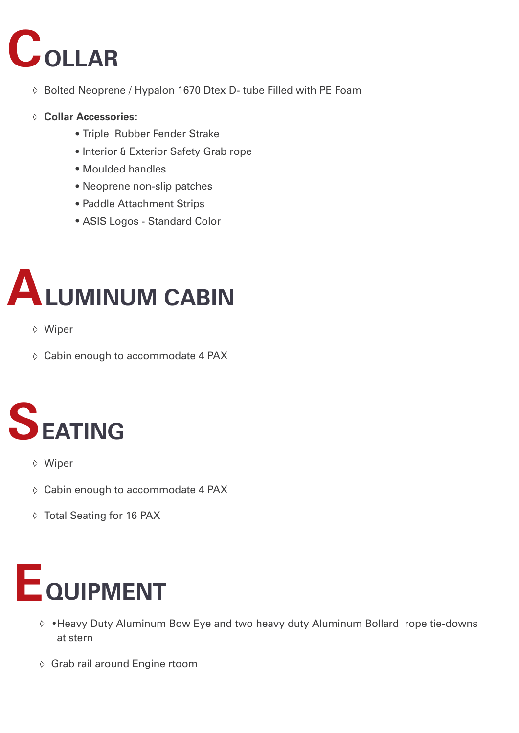# COLLAR

- Bolted Neoprene / Hypalon 1670 Dtex D- tube Filled with PE Foam
- **Collar Accessories:**
  - Triple  Rubber Fender Strake
  - Interior & Exterior Safety Grab rope
  - Moulded handles
  - Neoprene non-slip patches
  - Paddle Attachment Strips
  - ASIS Logos - Standard Color

# ALUMINUM CABIN

- Wiper
- Cabin enough to accommodate 4 PAX

# SEATING

- Wiper
- Cabin enough to accommodate 4 PAX
- Total Seating for 16 PAX

# EQUIPMENT

- •Heavy Duty Aluminum Bow Eye and two heavy duty Aluminum Bollard  rope tie-downs at stern
- Grab rail around Engine rtoom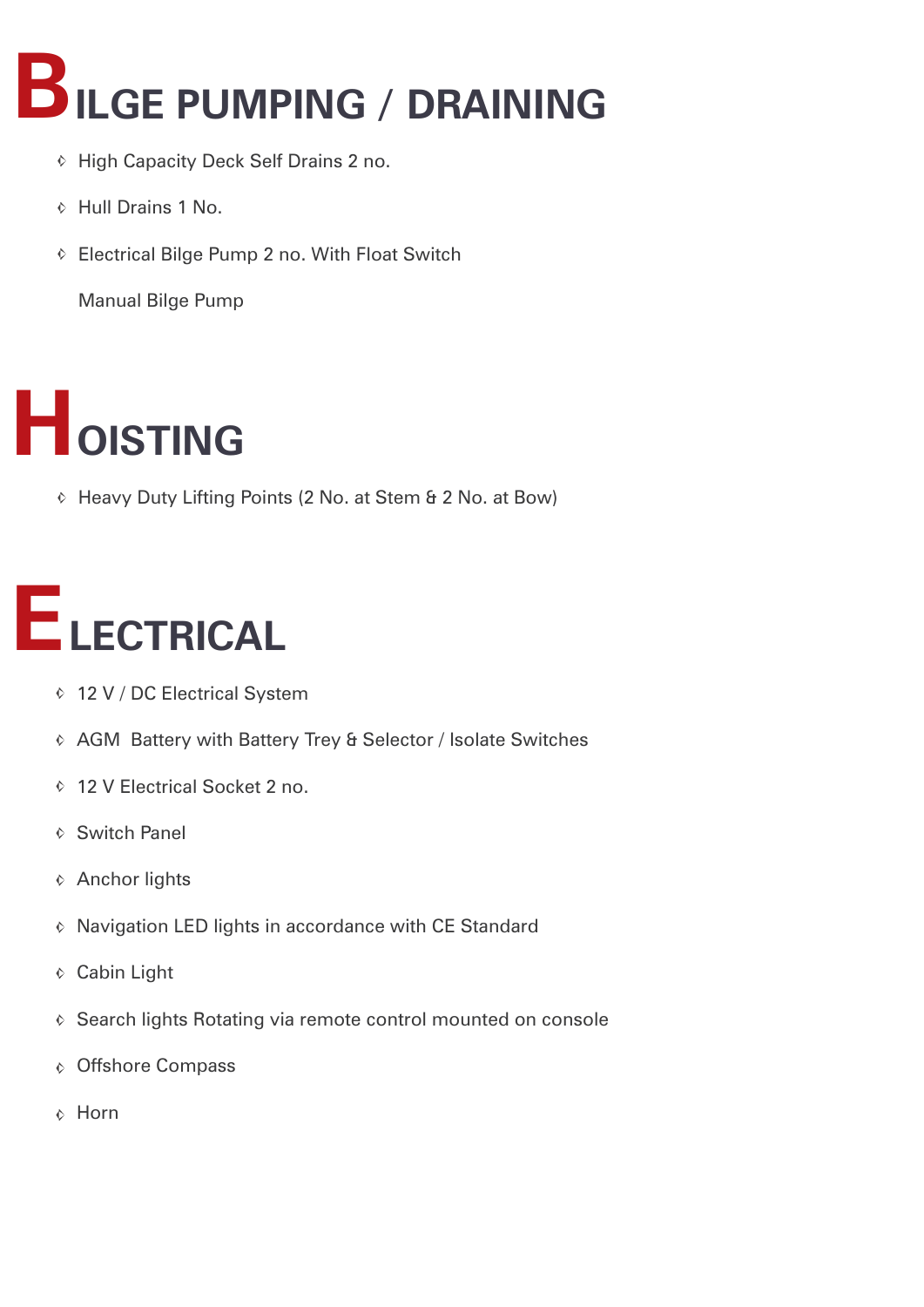# BILGE PUMPING / DRAINING

- High Capacity Deck Self Drains 2 no.
- Hull Drains 1 No.
- Electrical Bilge Pump 2 no. With Float Switch

  Manual Bilge Pump

# HOISTING

- Heavy Duty Lifting Points (2 No. at Stem & 2 No. at Bow)

# ELECTRICAL

- 12 V / DC Electrical System
- AGM  Battery with Battery Trey & Selector / Isolate Switches
- 12 V Electrical Socket 2 no.
- Switch Panel
- Anchor lights
- Navigation LED lights in accordance with CE Standard
- Cabin Light
- Search lights Rotating via remote control mounted on console
- Offshore Compass
- Horn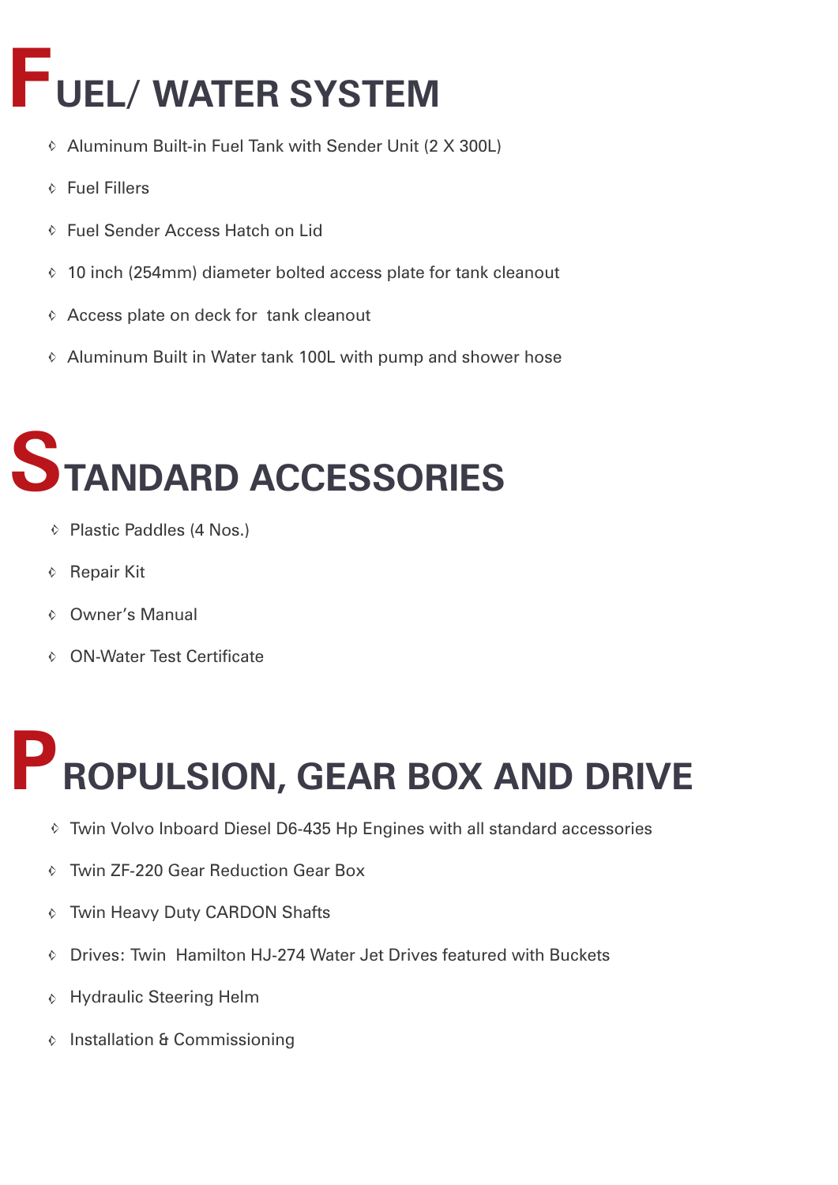# FUEL/ WATER SYSTEM

- Aluminum Built-in Fuel Tank with Sender Unit (2 X 300L)
- Fuel Fillers
- Fuel Sender Access Hatch on Lid
- 10 inch (254mm) diameter bolted access plate for tank cleanout
- Access plate on deck for tank cleanout
- Aluminum Built in Water tank 100L with pump and shower hose

# STANDARD ACCESSORIES

- Plastic Paddles (4 Nos.)
- Repair Kit
- Owner's Manual
- ON-Water Test Certificate

# PROPULSION, GEAR BOX AND DRIVE

- Twin Volvo Inboard Diesel D6-435 Hp Engines with all standard accessories
- Twin ZF-220 Gear Reduction Gear Box
- Twin Heavy Duty CARDON Shafts
- Drives: Twin Hamilton HJ-274 Water Jet Drives featured with Buckets
- Hydraulic Steering Helm
- Installation & Commissioning